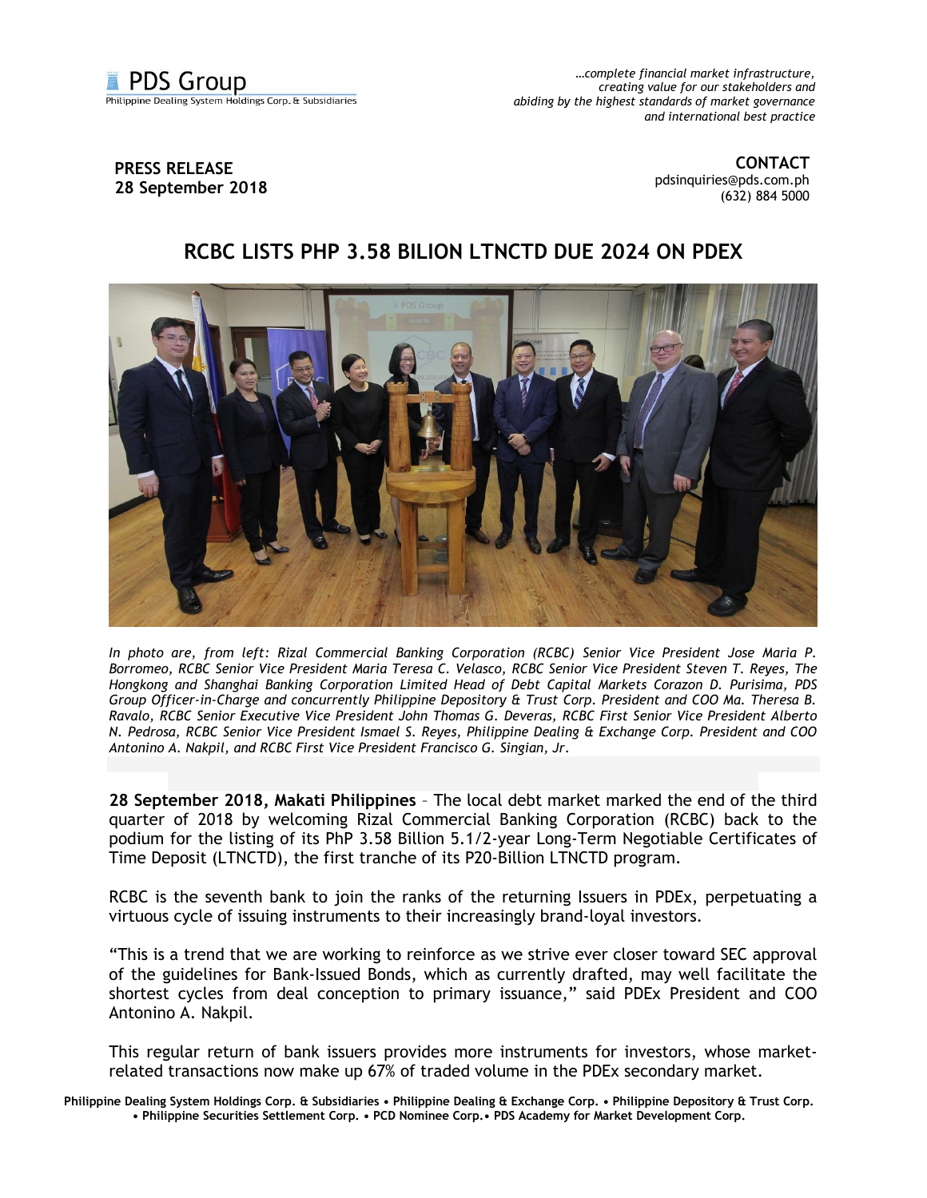PDS Group
Philippine Dealing System Holdings Corp. & Subsidiaries

*…complete financial market infrastructure, creating value for our stakeholders and abiding by the highest standards of market governance and international best practice*

**PRESS RELEASE**
**28 September 2018**

**CONTACT**
pdsinquiries@pds.com.ph
(632) 884 5000

# RCBC LISTS PHP 3.58 BILION LTNCTD DUE 2024 ON PDEX

*In photo are, from left: Rizal Commercial Banking Corporation (RCBC) Senior Vice President Jose Maria P. Borromeo, RCBC Senior Vice President Maria Teresa C. Velasco, RCBC Senior Vice President Steven T. Reyes, The Hongkong and Shanghai Banking Corporation Limited Head of Debt Capital Markets Corazon D. Purisima, PDS Group Officer-in-Charge and concurrently Philippine Depository & Trust Corp. President and COO Ma. Theresa B. Ravalo, RCBC Senior Executive Vice President John Thomas G. Deveras, RCBC First Senior Vice President Alberto N. Pedrosa, RCBC Senior Vice President Ismael S. Reyes, Philippine Dealing & Exchange Corp. President and COO Antonino A. Nakpil, and RCBC First Vice President Francisco G. Singian, Jr.*

**28 September 2018, Makati Philippines** – The local debt market marked the end of the third quarter of 2018 by welcoming Rizal Commercial Banking Corporation (RCBC) back to the podium for the listing of its PhP 3.58 Billion 5.1/2-year Long-Term Negotiable Certificates of Time Deposit (LTNCTD), the first tranche of its P20-Billion LTNCTD program.

RCBC is the seventh bank to join the ranks of the returning Issuers in PDEx, perpetuating a virtuous cycle of issuing instruments to their increasingly brand-loyal investors.

"This is a trend that we are working to reinforce as we strive ever closer toward SEC approval of the guidelines for Bank-Issued Bonds, which as currently drafted, may well facilitate the shortest cycles from deal conception to primary issuance," said PDEx President and COO Antonino A. Nakpil.

This regular return of bank issuers provides more instruments for investors, whose market-related transactions now make up 67% of traded volume in the PDEx secondary market.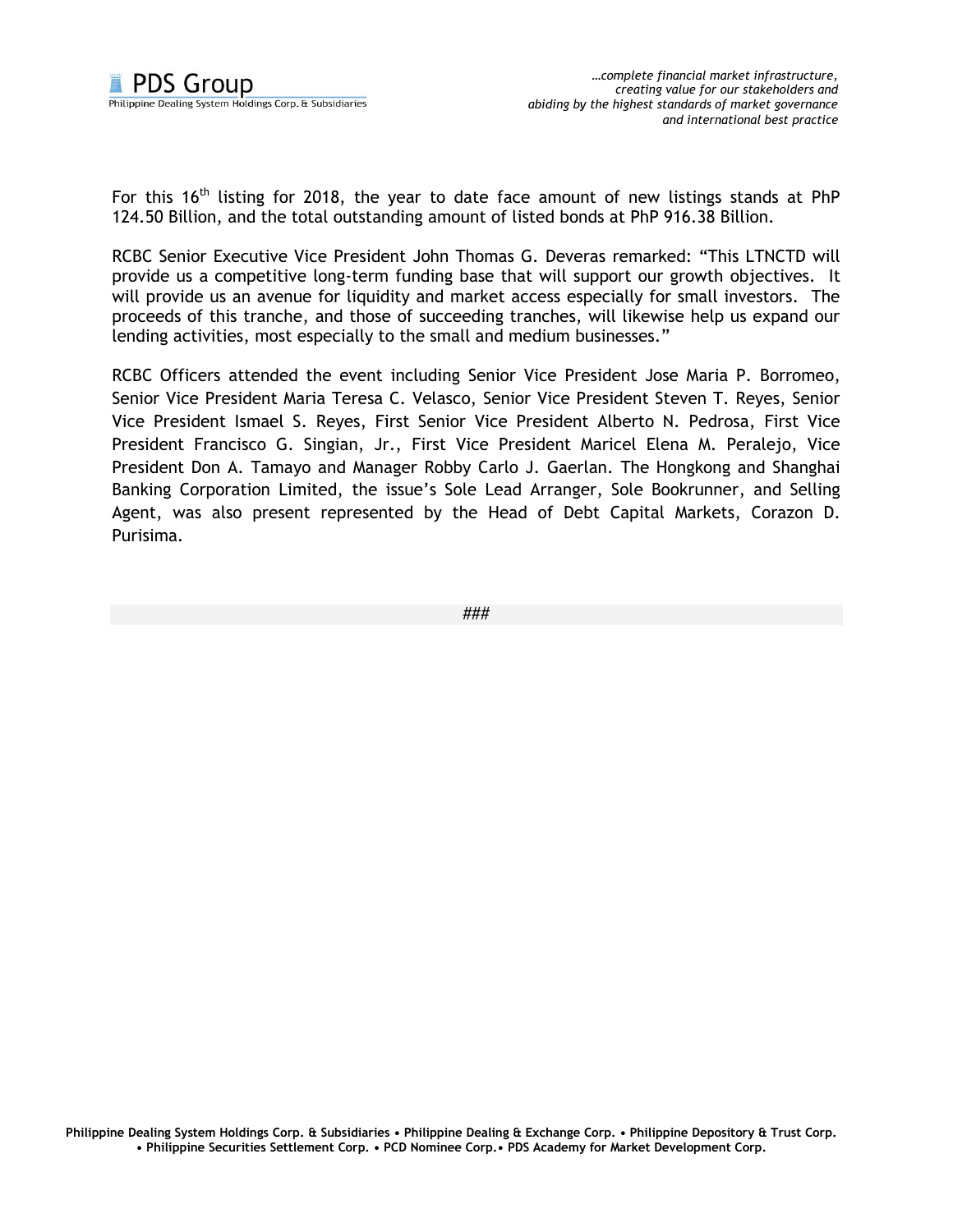For this 16th listing for 2018, the year to date face amount of new listings stands at PhP 124.50 Billion, and the total outstanding amount of listed bonds at PhP 916.38 Billion.

RCBC Senior Executive Vice President John Thomas G. Deveras remarked: "This LTNCTD will provide us a competitive long-term funding base that will support our growth objectives. It will provide us an avenue for liquidity and market access especially for small investors. The proceeds of this tranche, and those of succeeding tranches, will likewise help us expand our lending activities, most especially to the small and medium businesses."

RCBC Officers attended the event including Senior Vice President Jose Maria P. Borromeo, Senior Vice President Maria Teresa C. Velasco, Senior Vice President Steven T. Reyes, Senior Vice President Ismael S. Reyes, First Senior Vice President Alberto N. Pedrosa, First Vice President Francisco G. Singian, Jr., First Vice President Maricel Elena M. Peralejo, Vice President Don A. Tamayo and Manager Robby Carlo J. Gaerlan. The Hongkong and Shanghai Banking Corporation Limited, the issue's Sole Lead Arranger, Sole Bookrunner, and Selling Agent, was also present represented by the Head of Debt Capital Markets, Corazon D. Purisima.

###